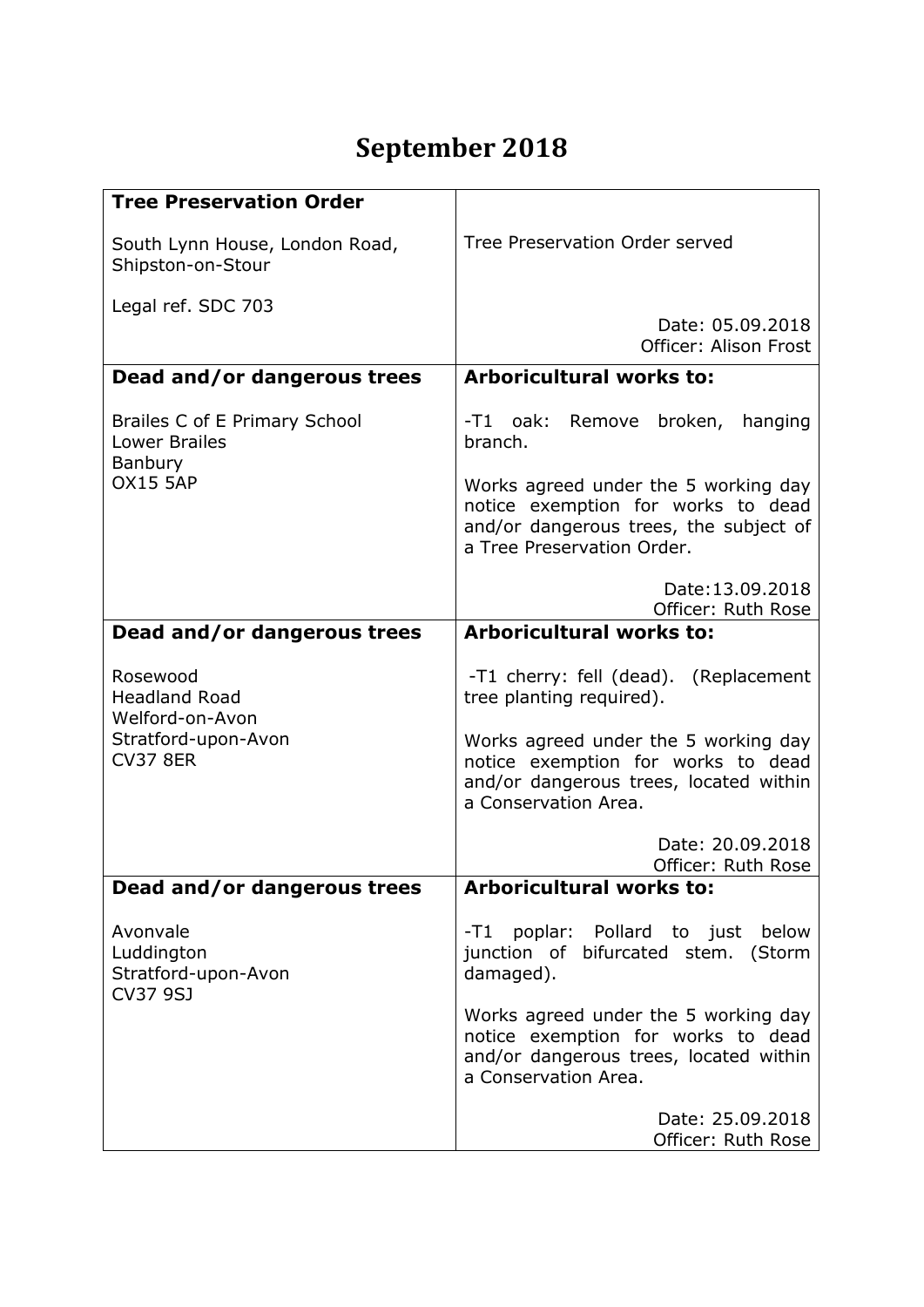# September 2018

| **Tree Preservation Order**<br><br>South Lynn House, London Road, Shipston-on-Stour<br><br>Legal ref. SDC 703 | Tree Preservation Order served<br><br>Date: 05.09.2018<br>Officer: Alison Frost |
|---|---|
| **Dead and/or dangerous trees**<br><br>Brailes C of E Primary School<br>Lower Brailes<br>Banbury<br>OX15 5AP | **Arboricultural works to:**<br><br>-T1 oak: Remove broken, hanging branch.<br><br>Works agreed under the 5 working day notice exemption for works to dead and/or dangerous trees, the subject of a Tree Preservation Order.<br><br>Date:13.09.2018<br>Officer: Ruth Rose |
| **Dead and/or dangerous trees**<br><br>Rosewood<br>Headland Road<br>Welford-on-Avon<br>Stratford-upon-Avon<br>CV37 8ER | **Arboricultural works to:**<br><br>-T1 cherry: fell (dead). (Replacement tree planting required).<br><br>Works agreed under the 5 working day notice exemption for works to dead and/or dangerous trees, located within a Conservation Area.<br><br>Date: 20.09.2018<br>Officer: Ruth Rose |
| **Dead and/or dangerous trees**<br><br>Avonvale<br>Luddington<br>Stratford-upon-Avon<br>CV37 9SJ | **Arboricultural works to:**<br><br>-T1 poplar: Pollard to just below junction of bifurcated stem. (Storm damaged).<br><br>Works agreed under the 5 working day notice exemption for works to dead and/or dangerous trees, located within a Conservation Area.<br><br>Date: 25.09.2018<br>Officer: Ruth Rose |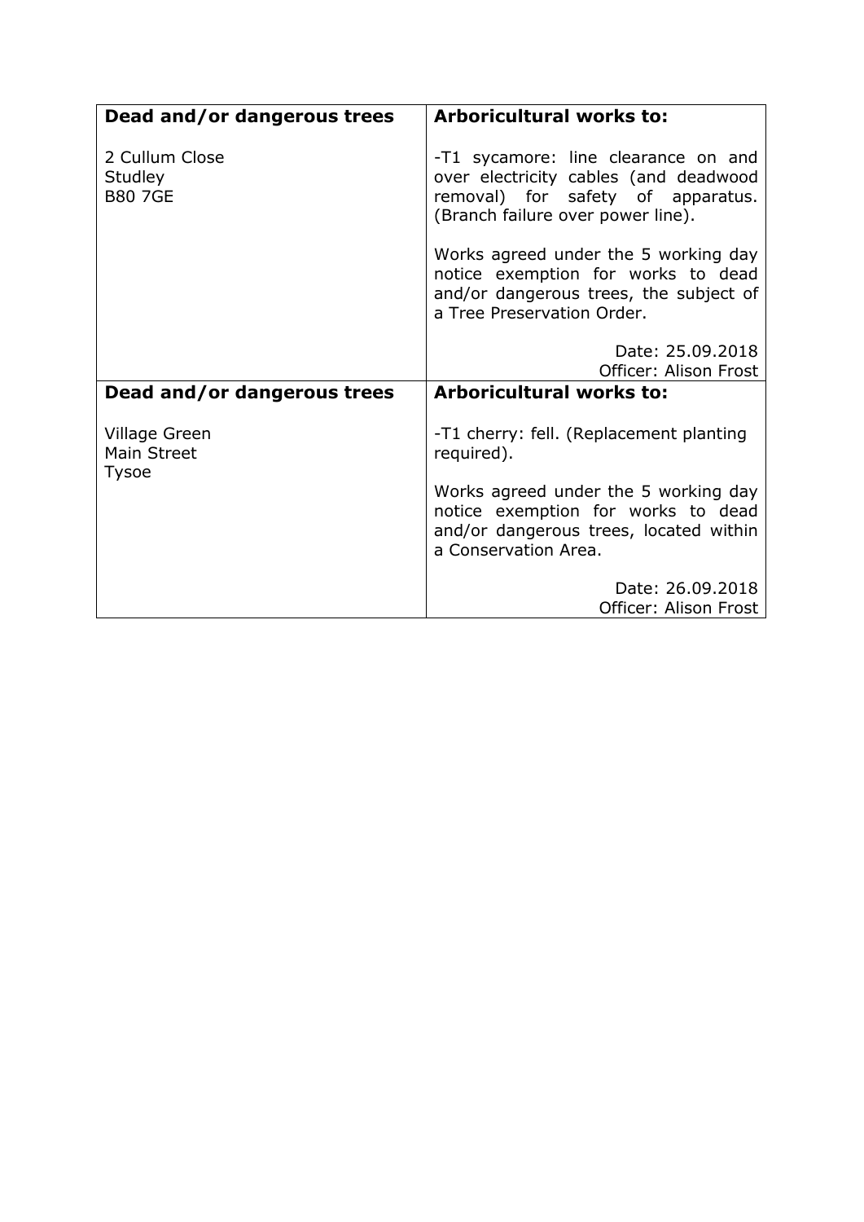| **Dead and/or dangerous trees** | **Arboricultural works to:** |
| --- | --- |
| 2 Cullum Close<br>Studley<br>B80 7GE | -T1 sycamore: line clearance on and over electricity cables (and deadwood removal) for safety of apparatus. (Branch failure over power line).<br><br>Works agreed under the 5 working day notice exemption for works to dead and/or dangerous trees, the subject of a Tree Preservation Order.<br><br>Date: 25.09.2018<br>Officer: Alison Frost |
| **Dead and/or dangerous trees** | **Arboricultural works to:** |
| Village Green<br>Main Street<br>Tysoe | -T1 cherry: fell. (Replacement planting required).<br><br>Works agreed under the 5 working day notice exemption for works to dead and/or dangerous trees, located within a Conservation Area.<br><br>Date: 26.09.2018<br>Officer: Alison Frost |